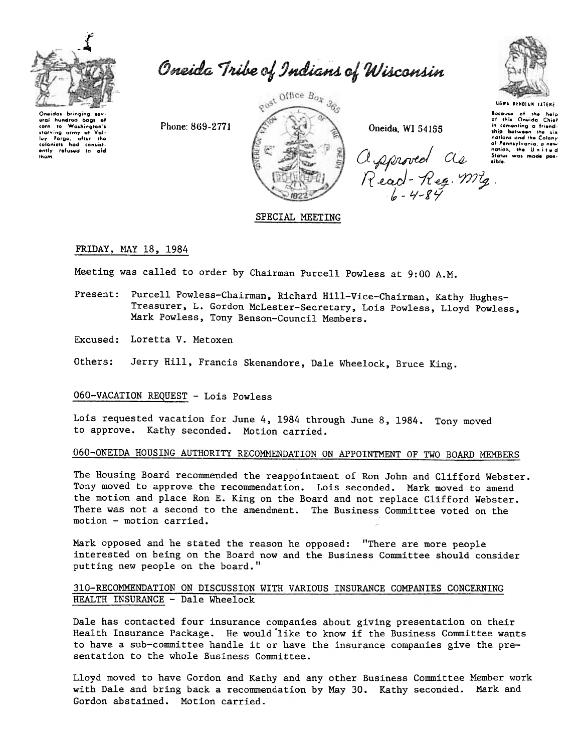# Oneida Tribe of Indians of Wisconsin

Oneidas bringing several hundred bags of corn to Washington's starving army at Valley Forge, after the colonists had consistently refused to aid them.

Phone: 869-2771

Post Office Box 365

Oneida, WI 54155

UGWA DEHOLUN YATENE

Because of the help of this Oneida Chief in cementing a friendship between the six nations and the Colony of Pennsylvania, a new nation, the United States was made possible.

Approved as Read - Reg. Mtg. 6-4-84

## SPECIAL MEETING

FRIDAY, MAY 18, 1984

Meeting was called to order by Chairman Purcell Powless at 9:00 A.M.

Present: Purcell Powless-Chairman, Richard Hill-Vice-Chairman, Kathy Hughes-Treasurer, L. Gordon McLester-Secretary, Lois Powless, Lloyd Powless, Mark Powless, Tony Benson-Council Members.

Excused: Loretta V. Metoxen

Others: Jerry Hill, Francis Skenandore, Dale Wheelock, Bruce King.

060-VACATION REQUEST - Lois Powless

Lois requested vacation for June 4, 1984 through June 8, 1984. Tony moved to approve. Kathy seconded. Motion carried.

060-ONEIDA HOUSING AUTHORITY RECOMMENDATION ON APPOINTMENT OF TWO BOARD MEMBERS

The Housing Board recommended the reappointment of Ron John and Clifford Webster. Tony moved to approve the recommendation. Lois seconded. Mark moved to amend the motion and place Ron E. King on the Board and not replace Clifford Webster. There was not a second to the amendment. The Business Committee voted on the motion - motion carried.

Mark opposed and he stated the reason he opposed: "There are more people interested on being on the Board now and the Business Committee should consider putting new people on the board."

310-RECOMMENDATION ON DISCUSSION WITH VARIOUS INSURANCE COMPANIES CONCERNING HEALTH INSURANCE - Dale Wheelock

Dale has contacted four insurance companies about giving presentation on their Health Insurance Package. He would like to know if the Business Committee wants to have a sub-committee handle it or have the insurance companies give the presentation to the whole Business Committee.

Lloyd moved to have Gordon and Kathy and any other Business Committee Member work with Dale and bring back a recommendation by May 30. Kathy seconded. Mark and Gordon abstained. Motion carried.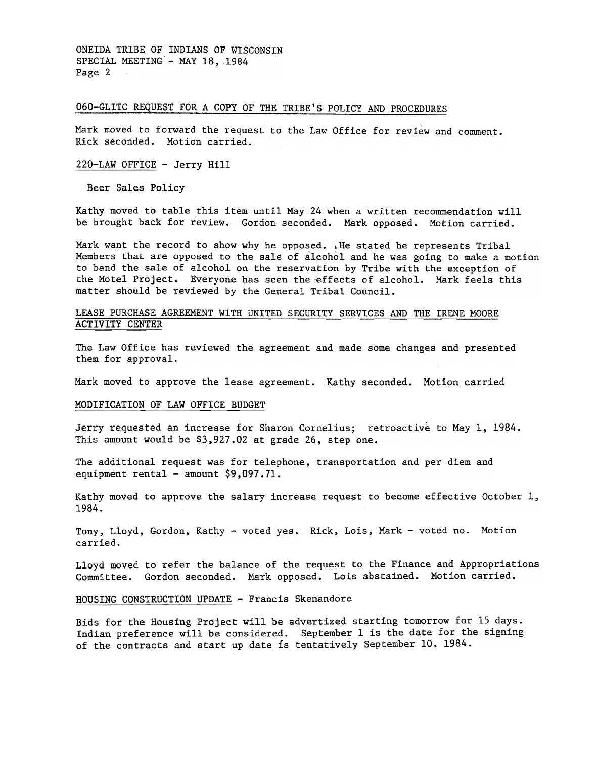060-GLITC REQUEST FOR A COPY OF THE TRIBE'S POLICY AND PROCEDURES

Mark moved to forward the request to the Law Office for review and comment. Rick seconded. Motion carried.

220-LAW OFFICE - Jerry Hill

Beer Sales Policy

Kathy moved to table this item until May 24 when a written recommendation will be brought back for review. Gordon seconded. Mark opposed. Motion carried.

Mark want the record to show why he opposed. He stated he represents Tribal Members that are opposed to the sale of alcohol and he was going to make a motion to band the sale of alcohol on the reservation by Tribe with the exception of the Motel Project. Everyone has seen the effects of alcohol. Mark feels this matter should be reviewed by the General Tribal Council.

LEASE PURCHASE AGREEMENT WITH UNITED SECURITY SERVICES AND THE IRENE MOORE ACTIVITY CENTER

The Law Office has reviewed the agreement and made some changes and presented them for approval.

Mark moved to approve the lease agreement. Kathy seconded. Motion carried

MODIFICATION OF LAW OFFICE BUDGET

Jerry requested an increase for Sharon Cornelius; retroactive to May 1, 1984. This amount would be $3,927.02 at grade 26, step one.

The additional request was for telephone, transportation and per diem and equipment rental - amount $9,097.71.

Kathy moved to approve the salary increase request to become effective October 1, 1984.

Tony, Lloyd, Gordon, Kathy - voted yes. Rick, Lois, Mark - voted no. Motion carried.

Lloyd moved to refer the balance of the request to the Finance and Appropriations Committee. Gordon seconded. Mark opposed. Lois abstained. Motion carried.

HOUSING CONSTRUCTION UPDATE - Francis Skenandore

Bids for the Housing Project will be advertized starting tomorrow for 15 days. Indian preference will be considered. September 1 is the date for the signing of the contracts and start up date is tentatively September 10, 1984.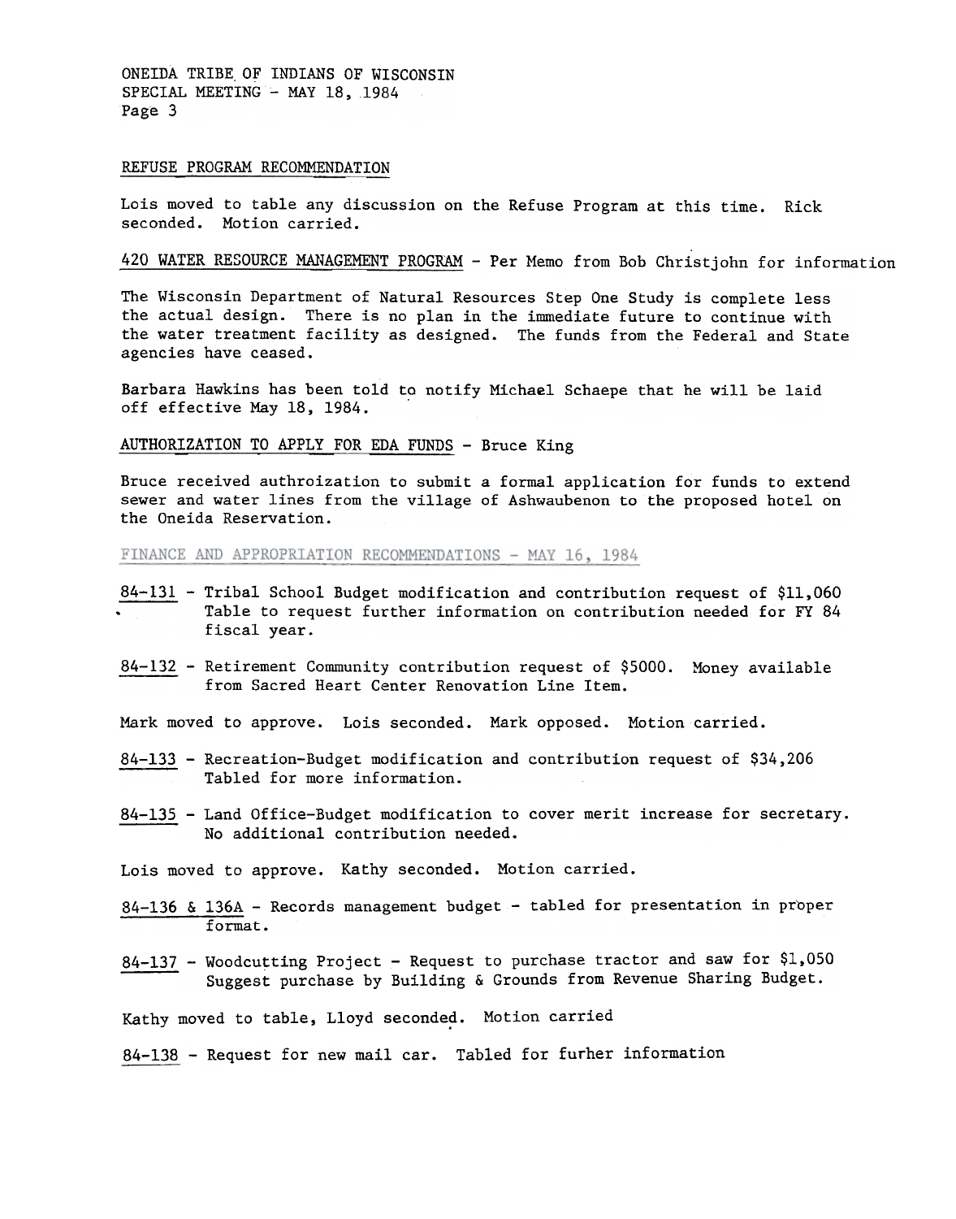REFUSE PROGRAM RECOMMENDATION

Lois moved to table any discussion on the Refuse Program at this time. Rick seconded. Motion carried.

420 WATER RESOURCE MANAGEMENT PROGRAM - Per Memo from Bob Christjohn for information

The Wisconsin Department of Natural Resources Step One Study is complete less the actual design. There is no plan in the immediate future to continue with the water treatment facility as designed. The funds from the Federal and State agencies have ceased.

Barbara Hawkins has been told to notify Michael Schaepe that he will be laid off effective May 18, 1984.

AUTHORIZATION TO APPLY FOR EDA FUNDS - Bruce King

Bruce received authroization to submit a formal application for funds to extend sewer and water lines from the village of Ashwaubenon to the proposed hotel on the Oneida Reservation.

FINANCE AND APPROPRIATION RECOMMENDATIONS - MAY 16, 1984

84-131 - Tribal School Budget modification and contribution request of $11,060 Table to request further information on contribution needed for FY 84 fiscal year.

84-132 - Retirement Community contribution request of $5000. Money available from Sacred Heart Center Renovation Line Item.

Mark moved to approve. Lois seconded. Mark opposed. Motion carried.

84-133 - Recreation-Budget modification and contribution request of $34,206 Tabled for more information.

84-135 - Land Office-Budget modification to cover merit increase for secretary. No additional contribution needed.

Lois moved to approve. Kathy seconded. Motion carried.

84-136 & 136A - Records management budget - tabled for presentation in proper format.

84-137 - Woodcutting Project - Request to purchase tractor and saw for $1,050 Suggest purchase by Building & Grounds from Revenue Sharing Budget.

Kathy moved to table, Lloyd seconded. Motion carried

84-138 - Request for new mail car. Tabled for furher information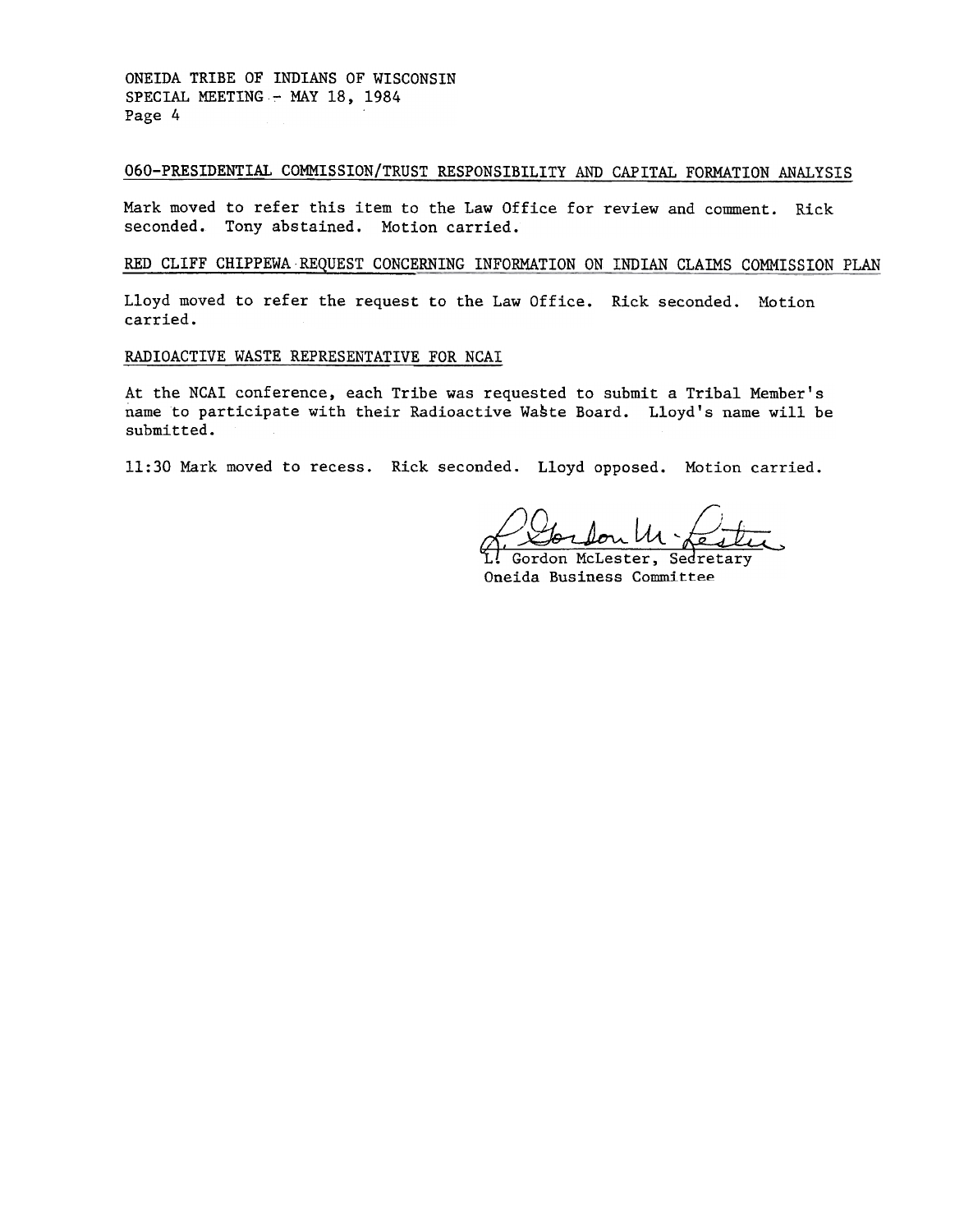## 060-PRESIDENTIAL COMMISSION/TRUST RESPONSIBILITY AND CAPITAL FORMATION ANALYSIS

Mark moved to refer this item to the Law Office for review and comment. Rick seconded. Tony abstained. Motion carried.

## RED CLIFF CHIPPEWA REQUEST CONCERNING INFORMATION ON INDIAN CLAIMS COMMISSION PLAN

Lloyd moved to refer the request to the Law Office. Rick seconded. Motion carried.

## RADIOACTIVE WASTE REPRESENTATIVE FOR NCAI

At the NCAI conference, each Tribe was requested to submit a Tribal Member's name to participate with their Radioactive Waste Board. Lloyd's name will be submitted.

11:30 Mark moved to recess. Rick seconded. Lloyd opposed. Motion carried.

L. Gordon McLester, Secretary
Oneida Business Committee